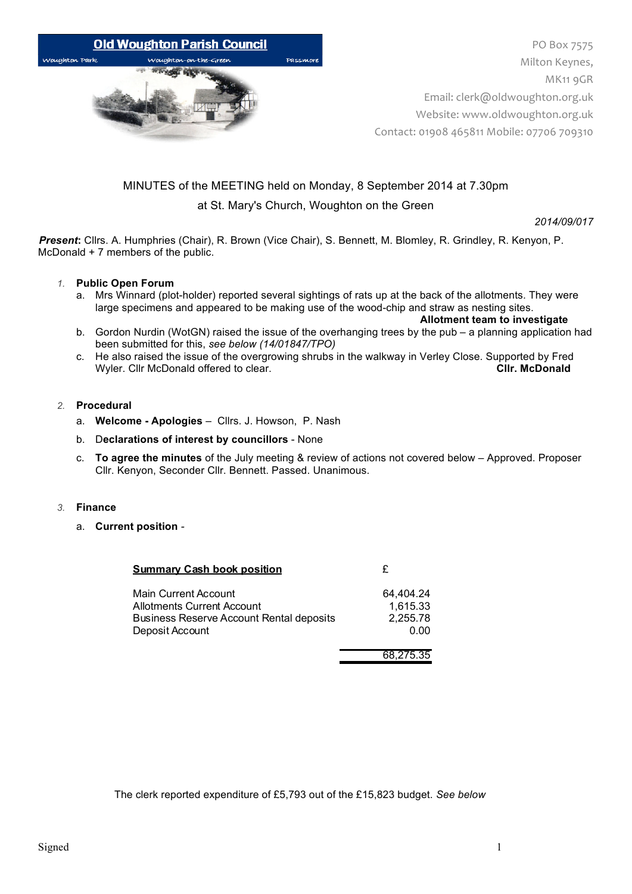# Old Woughton Parish Council

Woughton Park    Woughton-on-the-Green    Passmore

PO Box 7575
Milton Keynes,
MK11 9GR
Email: clerk@oldwoughton.org.uk
Website: www.oldwoughton.org.uk
Contact: 01908 465811 Mobile: 07706 709310

MINUTES of the MEETING held on Monday, 8 September 2014 at 7.30pm

at St. Mary's Church, Woughton on the Green

*2014/09/017*

***Present*:** Cllrs. A. Humphries (Chair), R. Brown (Vice Chair), S. Bennett, M. Blomley, R. Grindley, R. Kenyon, P. McDonald + 7 members of the public.

1. **Public Open Forum**
   a. Mrs Winnard (plot-holder) reported several sightings of rats up at the back of the allotments. They were large specimens and appeared to be making use of the wood-chip and straw as nesting sites.
   **Allotment team to investigate**
   b. Gordon Nurdin (WotGN) raised the issue of the overhanging trees by the pub – a planning application had been submitted for this, *see below (14/01847/TPO)*
   c. He also raised the issue of the overgrowing shrubs in the walkway in Verley Close. Supported by Fred Wyler. Cllr McDonald offered to clear. **Cllr. McDonald**

2. **Procedural**
   a. **Welcome - Apologies** – Cllrs. J. Howson, P. Nash
   b. **Declarations of interest by councillors** - None
   c. **To agree the minutes** of the July meeting & review of actions not covered below – Approved. Proposer Cllr. Kenyon, Seconder Cllr. Bennett. Passed. Unanimous.

3. **Finance**
   a. **Current position** -

| **Summary Cash book position** | £ |
|---|---|
| Main Current Account | 64,404.24 |
| Allotments Current Account | 1,615.33 |
| Business Reserve Account Rental deposits | 2,255.78 |
| Deposit Account | 0.00 |
| | 68,275.35 |

The clerk reported expenditure of £5,793 out of the £15,823 budget. *See below*

Signed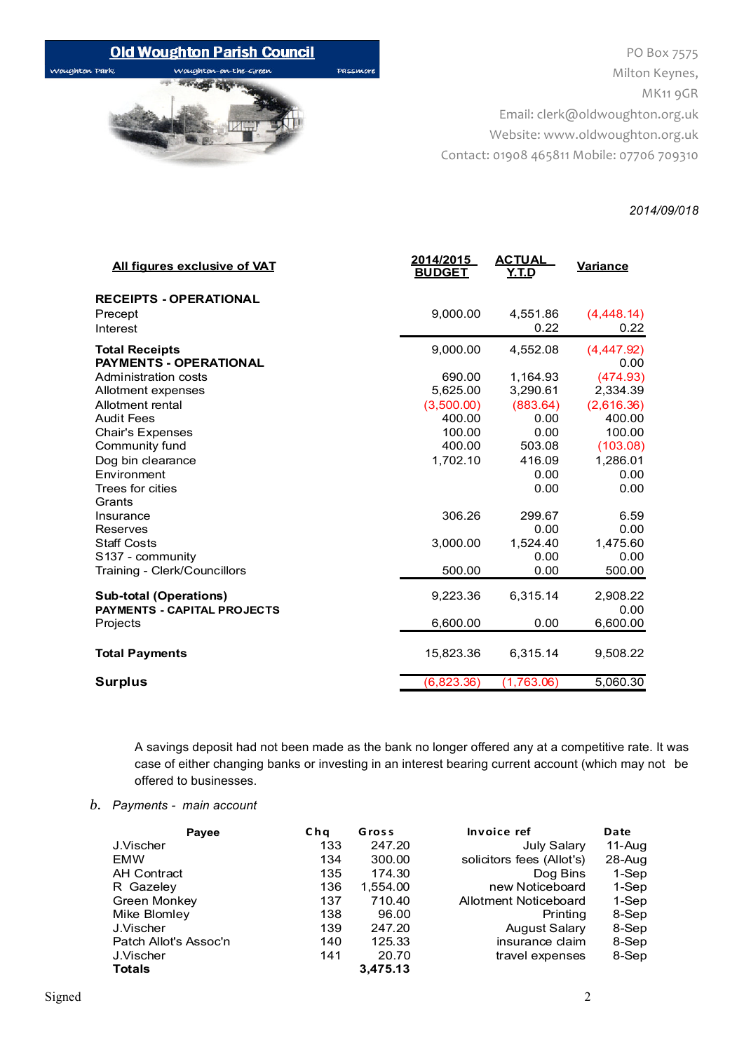**Old Woughton Parish Council**

Woughton Park | Woughton-on-the-Green | Passmore

PO Box 7575
Milton Keynes,
MK11 9GR
Email: clerk@oldwoughton.org.uk
Website: www.oldwoughton.org.uk
Contact: 01908 465811 Mobile: 07706 709310

*2014/09/018*

| All figures exclusive of VAT | 2014/2015 BUDGET | ACTUAL Y.T.D | Variance |
|---|---|---|---|
| **RECEIPTS - OPERATIONAL** | | | |
| Precept | 9,000.00 | 4,551.86 | (4,448.14) |
| Interest | | 0.22 | 0.22 |
| **Total Receipts** | 9,000.00 | 4,552.08 | (4,447.92) |
| **PAYMENTS - OPERATIONAL** | | | 0.00 |
| Administration costs | 690.00 | 1,164.93 | (474.93) |
| Allotment expenses | 5,625.00 | 3,290.61 | 2,334.39 |
| Allotment rental | (3,500.00) | (883.64) | (2,616.36) |
| Audit Fees | 400.00 | 0.00 | 400.00 |
| Chair's Expenses | 100.00 | 0.00 | 100.00 |
| Community fund | 400.00 | 503.08 | (103.08) |
| Dog bin clearance | 1,702.10 | 416.09 | 1,286.01 |
| Environment | | 0.00 | 0.00 |
| Trees for cities | | 0.00 | 0.00 |
| Grants | | | |
| Insurance | 306.26 | 299.67 | 6.59 |
| Reserves | | 0.00 | 0.00 |
| Staff Costs | 3,000.00 | 1,524.40 | 1,475.60 |
| S137 - community | | 0.00 | 0.00 |
| Training - Clerk/Councillors | 500.00 | 0.00 | 500.00 |
| **Sub-total (Operations)** | 9,223.36 | 6,315.14 | 2,908.22 |
| **PAYMENTS - CAPITAL PROJECTS** | | | 0.00 |
| Projects | 6,600.00 | 0.00 | 6,600.00 |
| **Total Payments** | 15,823.36 | 6,315.14 | 9,508.22 |
| **Surplus** | (6,823.36) | (1,763.06) | 5,060.30 |

A savings deposit had not been made as the bank no longer offered any at a competitive rate. It was case of either changing banks or investing in an interest bearing current account (which may not be offered to businesses.

b. *Payments - main account*

| Payee | Chq | Gross | Invoice ref | Date |
|---|---|---|---|---|
| J.Vischer | 133 | 247.20 | July Salary | 11-Aug |
| EMW | 134 | 300.00 | solicitors fees (Allot's) | 28-Aug |
| AH Contract | 135 | 174.30 | Dog Bins | 1-Sep |
| R Gazeley | 136 | 1,554.00 | new Noticeboard | 1-Sep |
| Green Monkey | 137 | 710.40 | Allotment Noticeboard | 1-Sep |
| Mike Blomley | 138 | 96.00 | Printing | 8-Sep |
| J.Vischer | 139 | 247.20 | August Salary | 8-Sep |
| Patch Allot's Assoc'n | 140 | 125.33 | insurance claim | 8-Sep |
| J.Vischer | 141 | 20.70 | travel expenses | 8-Sep |
| **Totals** | | **3,475.13** | | |

Signed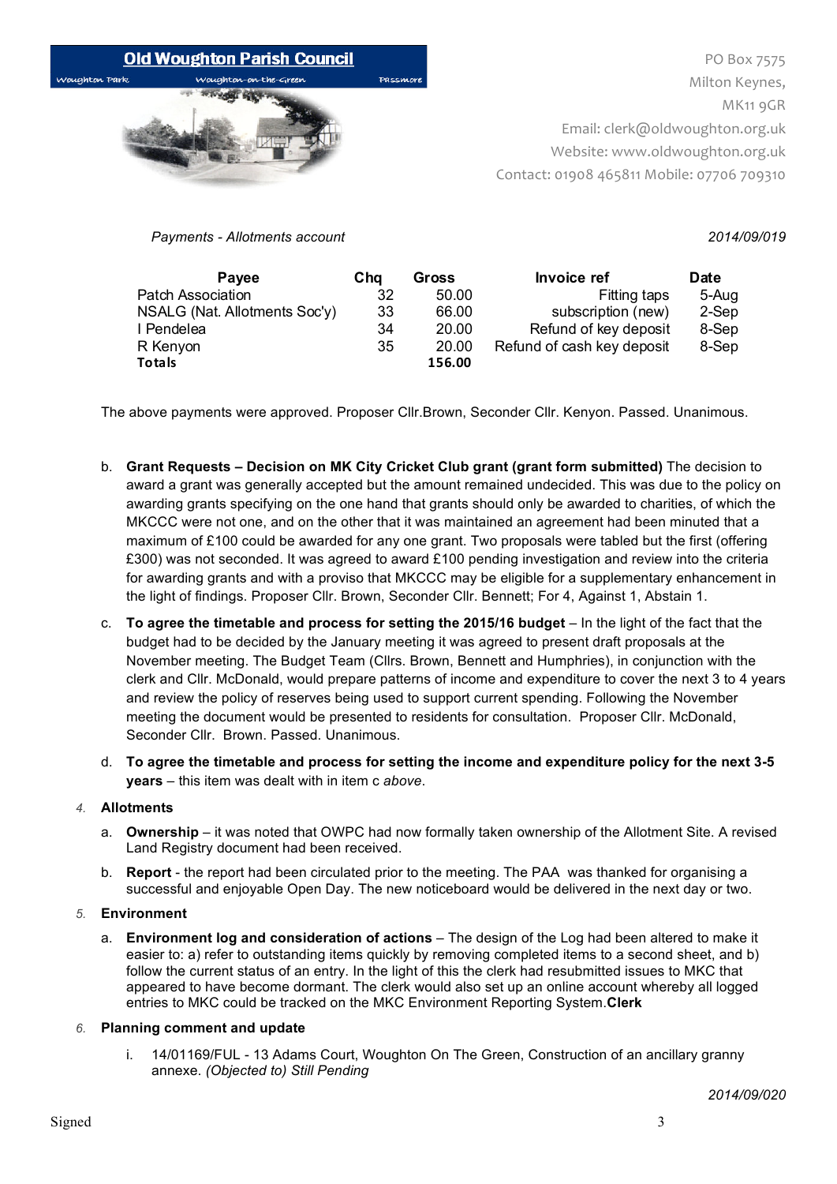**Old Woughton Parish Council**

Woughton Park · Woughton-on-the-Green · Passmore

PO Box 7575
Milton Keynes,
MK11 9GR
Email: clerk@oldwoughton.org.uk
Website: www.oldwoughton.org.uk
Contact: 01908 465811 Mobile: 07706 709310

*Payments - Allotments account* *2014/09/019*

| Payee | Chq | Gross | Invoice ref | Date |
|---|---|---|---|---|
| Patch Association | 32 | 50.00 | Fitting taps | 5-Aug |
| NSALG (Nat. Allotments Soc'y) | 33 | 66.00 | subscription (new) | 2-Sep |
| I Pendelea | 34 | 20.00 | Refund of key deposit | 8-Sep |
| R Kenyon | 35 | 20.00 | Refund of cash key deposit | 8-Sep |
| **Totals** | | **156.00** | | |

The above payments were approved. Proposer Cllr.Brown, Seconder Cllr. Kenyon. Passed. Unanimous.

b. **Grant Requests – Decision on MK City Cricket Club grant (grant form submitted)** The decision to award a grant was generally accepted but the amount remained undecided. This was due to the policy on awarding grants specifying on the one hand that grants should only be awarded to charities, of which the MKCCC were not one, and on the other that it was maintained an agreement had been minuted that a maximum of £100 could be awarded for any one grant. Two proposals were tabled but the first (offering £300) was not seconded. It was agreed to award £100 pending investigation and review into the criteria for awarding grants and with a proviso that MKCCC may be eligible for a supplementary enhancement in the light of findings. Proposer Cllr. Brown, Seconder Cllr. Bennett; For 4, Against 1, Abstain 1.

c. **To agree the timetable and process for setting the 2015/16 budget** – In the light of the fact that the budget had to be decided by the January meeting it was agreed to present draft proposals at the November meeting. The Budget Team (Cllrs. Brown, Bennett and Humphries), in conjunction with the clerk and Cllr. McDonald, would prepare patterns of income and expenditure to cover the next 3 to 4 years and review the policy of reserves being used to support current spending. Following the November meeting the document would be presented to residents for consultation. Proposer Cllr. McDonald, Seconder Cllr. Brown. Passed. Unanimous.

d. **To agree the timetable and process for setting the income and expenditure policy for the next 3-5 years** – this item was dealt with in item c *above*.

4. **Allotments**

a. **Ownership** – it was noted that OWPC had now formally taken ownership of the Allotment Site. A revised Land Registry document had been received.

b. **Report** - the report had been circulated prior to the meeting. The PAA was thanked for organising a successful and enjoyable Open Day. The new noticeboard would be delivered in the next day or two.

5. **Environment**

a. **Environment log and consideration of actions** – The design of the Log had been altered to make it easier to: a) refer to outstanding items quickly by removing completed items to a second sheet, and b) follow the current status of an entry. In the light of this the clerk had resubmitted issues to MKC that appeared to have become dormant. The clerk would also set up an online account whereby all logged entries to MKC could be tracked on the MKC Environment Reporting System.**Clerk**

6. **Planning comment and update**

i. 14/01169/FUL - 13 Adams Court, Woughton On The Green, Construction of an ancillary granny annexe. *(Objected to) Still Pending*

*2014/09/020*

Signed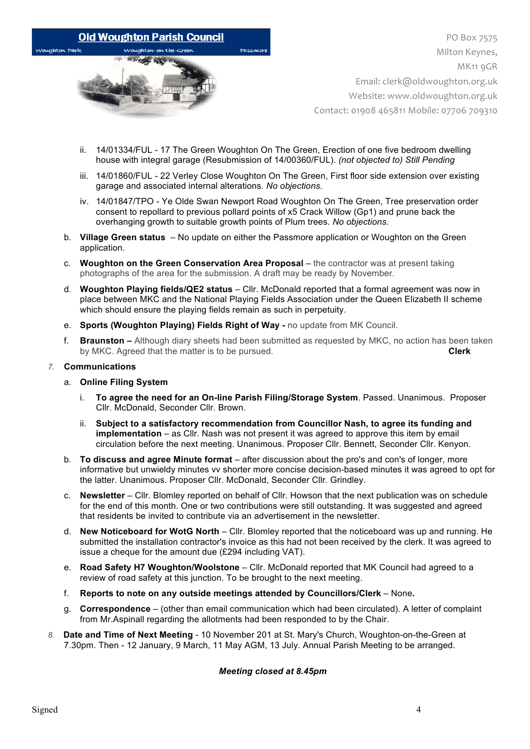ii. 14/01334/FUL - 17 The Green Woughton On The Green, Erection of one five bedroom dwelling house with integral garage (Resubmission of 14/00360/FUL). *(not objected to) Still Pending*

iii. 14/01860/FUL - 22 Verley Close Woughton On The Green, First floor side extension over existing garage and associated internal alterations. *No objections.*

iv. 14/01847/TPO - Ye Olde Swan Newport Road Woughton On The Green, Tree preservation order consent to repollard to previous pollard points of x5 Crack Willow (Gp1) and prune back the overhanging growth to suitable growth points of Plum trees. *No objections.*

b. **Village Green status** – No update on either the Passmore application or Woughton on the Green application.

c. **Woughton on the Green Conservation Area Proposal** – the contractor was at present taking photographs of the area for the submission. A draft may be ready by November.

d. **Woughton Playing fields/QE2 status** – Cllr. McDonald reported that a formal agreement was now in place between MKC and the National Playing Fields Association under the Queen Elizabeth II scheme which should ensure the playing fields remain as such in perpetuity.

e. **Sports (Woughton Playing) Fields Right of Way -** no update from MK Council.

f. **Braunston –** Although diary sheets had been submitted as requested by MKC, no action has been taken by MKC. Agreed that the matter is to be pursued. **Clerk**

7. **Communications**

a. **Online Filing System**

i. **To agree the need for an On-line Parish Filing/Storage System**. Passed. Unanimous. Proposer Cllr. McDonald, Seconder Cllr. Brown.

ii. **Subject to a satisfactory recommendation from Councillor Nash, to agree its funding and implementation** – as Cllr. Nash was not present it was agreed to approve this item by email circulation before the next meeting. Unanimous. Proposer Cllr. Bennett, Seconder Cllr. Kenyon.

b. **To discuss and agree Minute format** – after discussion about the pro's and con's of longer, more informative but unwieldy minutes vv shorter more concise decision-based minutes it was agreed to opt for the latter. Unanimous. Proposer Cllr. McDonald, Seconder Cllr. Grindley.

c. **Newsletter** – Cllr. Blomley reported on behalf of Cllr. Howson that the next publication was on schedule for the end of this month. One or two contributions were still outstanding. It was suggested and agreed that residents be invited to contribute via an advertisement in the newsletter.

d. **New Noticeboard for WotG North** – Cllr. Blomley reported that the noticeboard was up and running. He submitted the installation contractor's invoice as this had not been received by the clerk. It was agreed to issue a cheque for the amount due (£294 including VAT).

e. **Road Safety H7 Woughton/Woolstone** – Cllr. McDonald reported that MK Council had agreed to a review of road safety at this junction. To be brought to the next meeting.

f. **Reports to note on any outside meetings attended by Councillors/Clerk** – None**.**

g. **Correspondence** – (other than email communication which had been circulated). A letter of complaint from Mr.Aspinall regarding the allotments had been responded to by the Chair.

8. **Date and Time of Next Meeting** - 10 November 201 at St. Mary's Church, Woughton-on-the-Green at 7.30pm. Then - 12 January, 9 March, 11 May AGM, 13 July. Annual Parish Meeting to be arranged.

***Meeting closed at 8.45pm***

Signed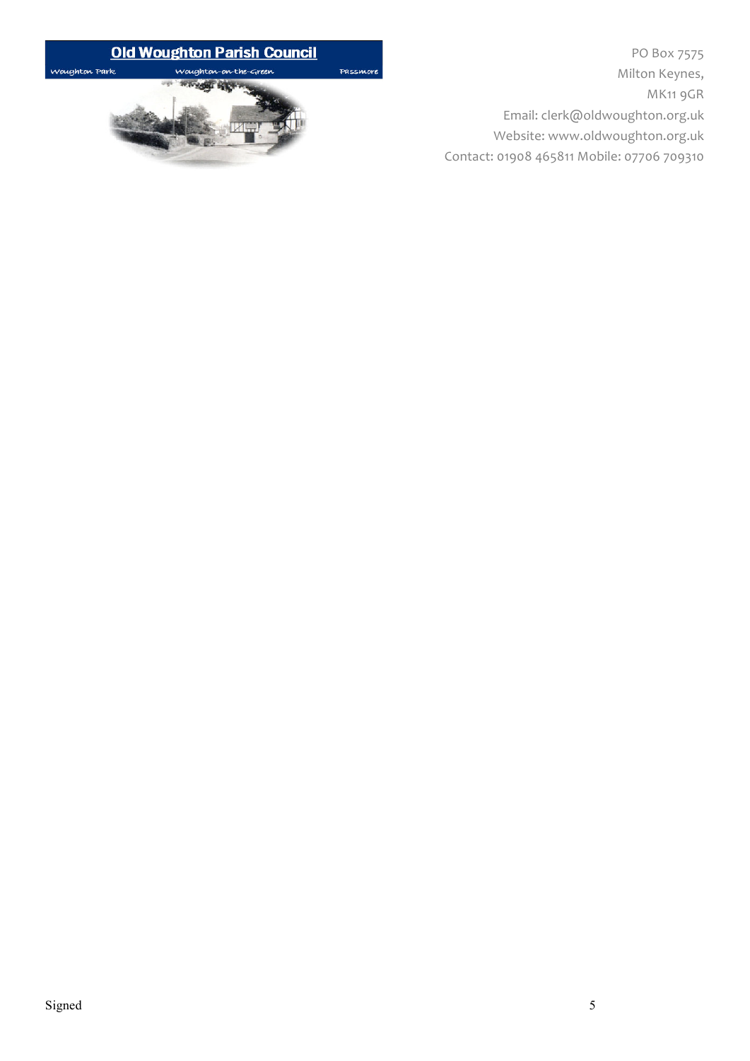# Old Woughton Parish Council

Woughton Park    Woughton-on-the-Green    Passmore

PO Box 7575
Milton Keynes,
MK11 9GR
Email: clerk@oldwoughton.org.uk
Website: www.oldwoughton.org.uk
Contact: 01908 465811 Mobile: 07706 709310

Signed